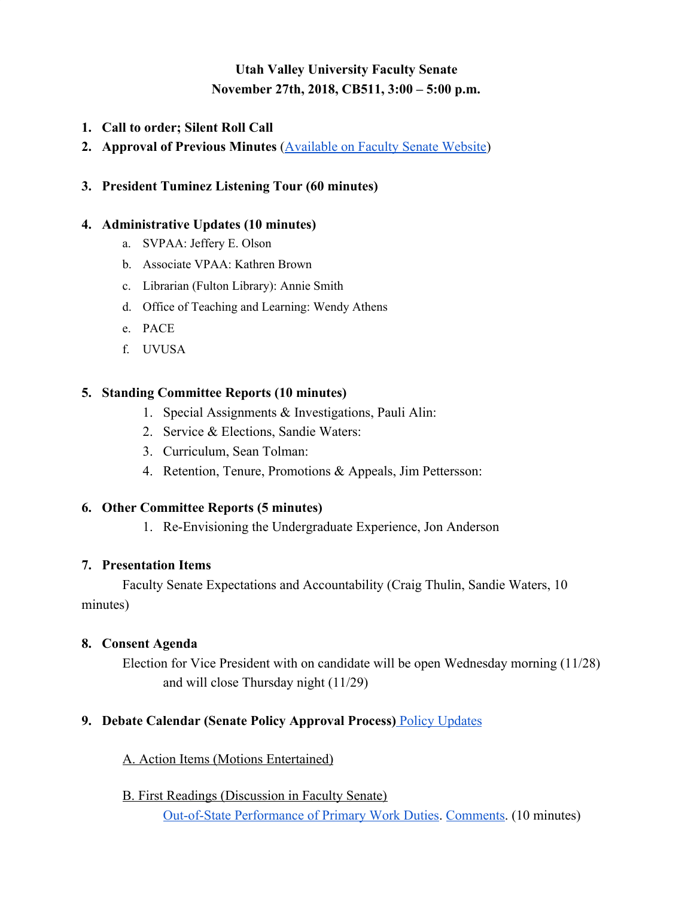**Utah Valley University Faculty Senate**
**November 27th, 2018, CB511, 3:00 – 5:00 p.m.**

1. **Call to order; Silent Roll Call**
2. **Approval of Previous Minutes** (Available on Faculty Senate Website)
3. **President Tuminez Listening Tour (60 minutes)**
4. **Administrative Updates (10 minutes)**
   a. SVPAA: Jeffery E. Olson
   b. Associate VPAA: Kathren Brown
   c. Librarian (Fulton Library): Annie Smith
   d. Office of Teaching and Learning: Wendy Athens
   e. PACE
   f. UVUSA
5. **Standing Committee Reports (10 minutes)**
   1. Special Assignments & Investigations, Pauli Alin:
   2. Service & Elections, Sandie Waters:
   3. Curriculum, Sean Tolman:
   4. Retention, Tenure, Promotions & Appeals, Jim Pettersson:
6. **Other Committee Reports (5 minutes)**
   1. Re-Envisioning the Undergraduate Experience, Jon Anderson
7. **Presentation Items**

   Faculty Senate Expectations and Accountability (Craig Thulin, Sandie Waters, 10 minutes)

8. **Consent Agenda**

   Election for Vice President with on candidate will be open Wednesday morning (11/28) and will close Thursday night (11/29)

9. **Debate Calendar (Senate Policy Approval Process)** Policy Updates

   A. Action Items (Motions Entertained)

   B. First Readings (Discussion in Faculty Senate)

   Out-of-State Performance of Primary Work Duties. Comments. (10 minutes)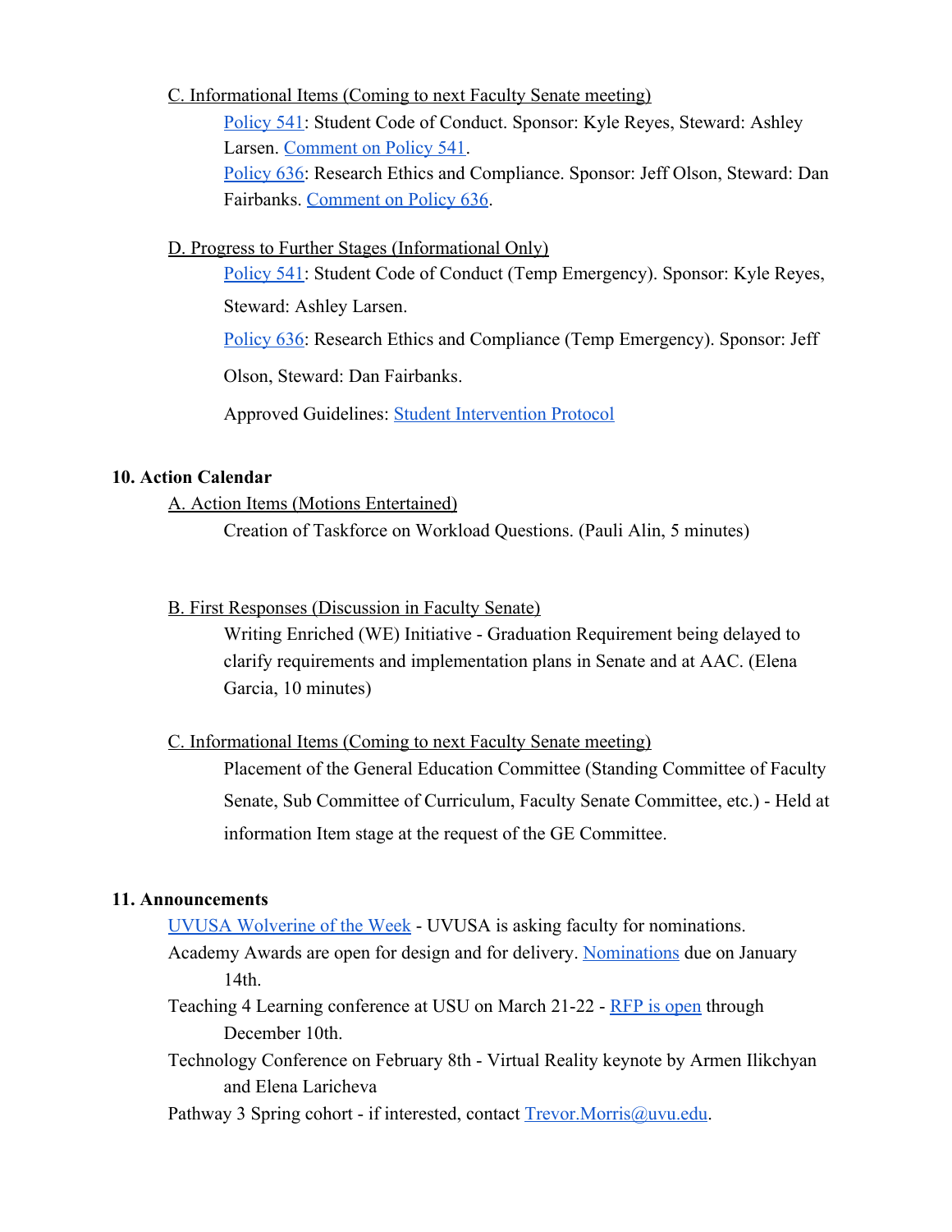C. Informational Items (Coming to next Faculty Senate meeting)

Policy 541: Student Code of Conduct. Sponsor: Kyle Reyes, Steward: Ashley Larsen. Comment on Policy 541.

Policy 636: Research Ethics and Compliance. Sponsor: Jeff Olson, Steward: Dan Fairbanks. Comment on Policy 636.

D. Progress to Further Stages (Informational Only)

Policy 541: Student Code of Conduct (Temp Emergency). Sponsor: Kyle Reyes, Steward: Ashley Larsen.

Policy 636: Research Ethics and Compliance (Temp Emergency). Sponsor: Jeff Olson, Steward: Dan Fairbanks.

Approved Guidelines: Student Intervention Protocol

**10. Action Calendar**

A. Action Items (Motions Entertained)

Creation of Taskforce on Workload Questions. (Pauli Alin, 5 minutes)

B. First Responses (Discussion in Faculty Senate)

Writing Enriched (WE) Initiative - Graduation Requirement being delayed to clarify requirements and implementation plans in Senate and at AAC. (Elena Garcia, 10 minutes)

C. Informational Items (Coming to next Faculty Senate meeting)

Placement of the General Education Committee (Standing Committee of Faculty Senate, Sub Committee of Curriculum, Faculty Senate Committee, etc.) - Held at information Item stage at the request of the GE Committee.

**11. Announcements**

UVUSA Wolverine of the Week - UVUSA is asking faculty for nominations.

Academy Awards are open for design and for delivery. Nominations due on January 14th.

Teaching 4 Learning conference at USU on March 21-22 - RFP is open through December 10th.

Technology Conference on February 8th - Virtual Reality keynote by Armen Ilikchyan and Elena Laricheva

Pathway 3 Spring cohort - if interested, contact Trevor.Morris@uvu.edu.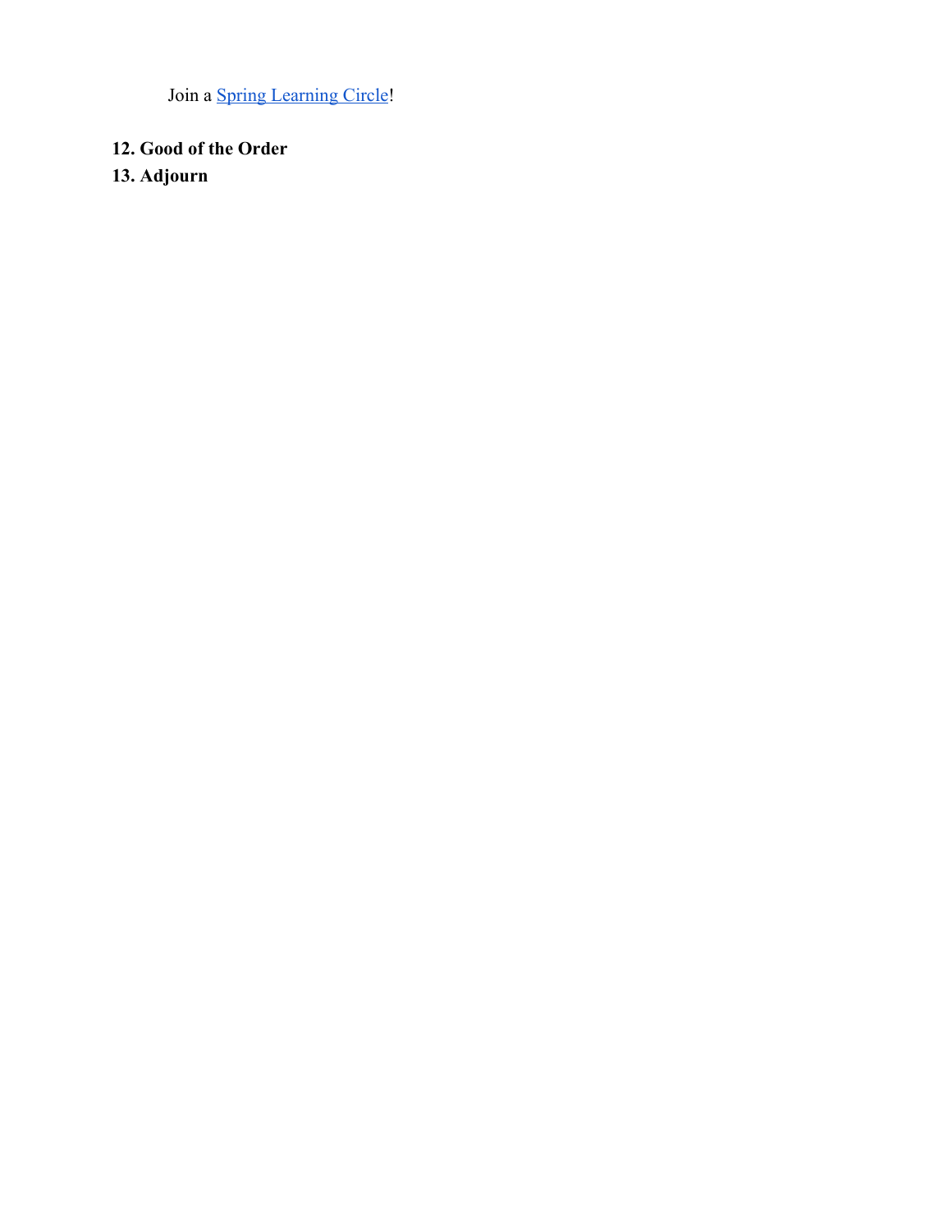Join a Spring Learning Circle!

**12. Good of the Order**

**13. Adjourn**